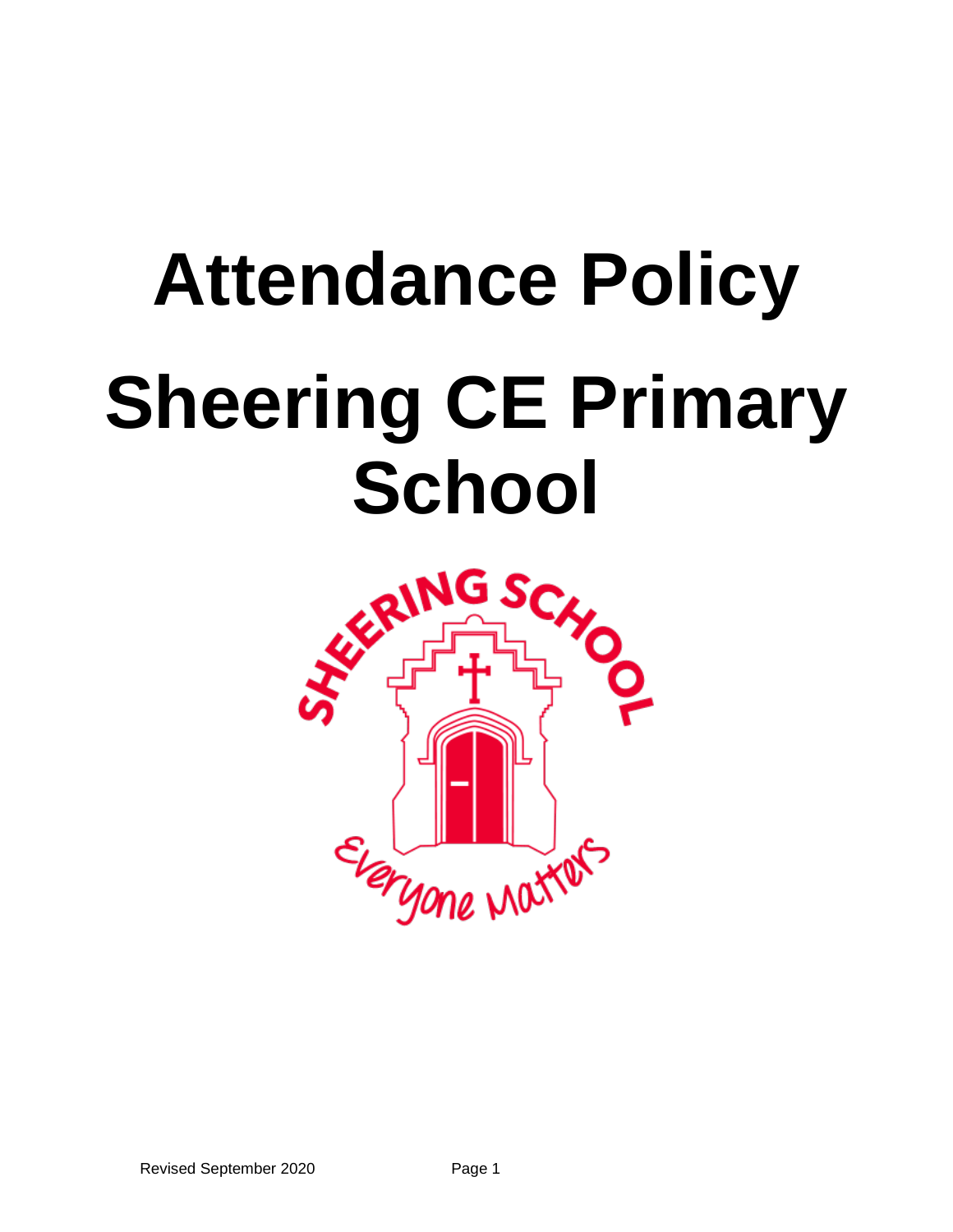# Attendance Policy

# Sheering CE Primary School

Revised September 2020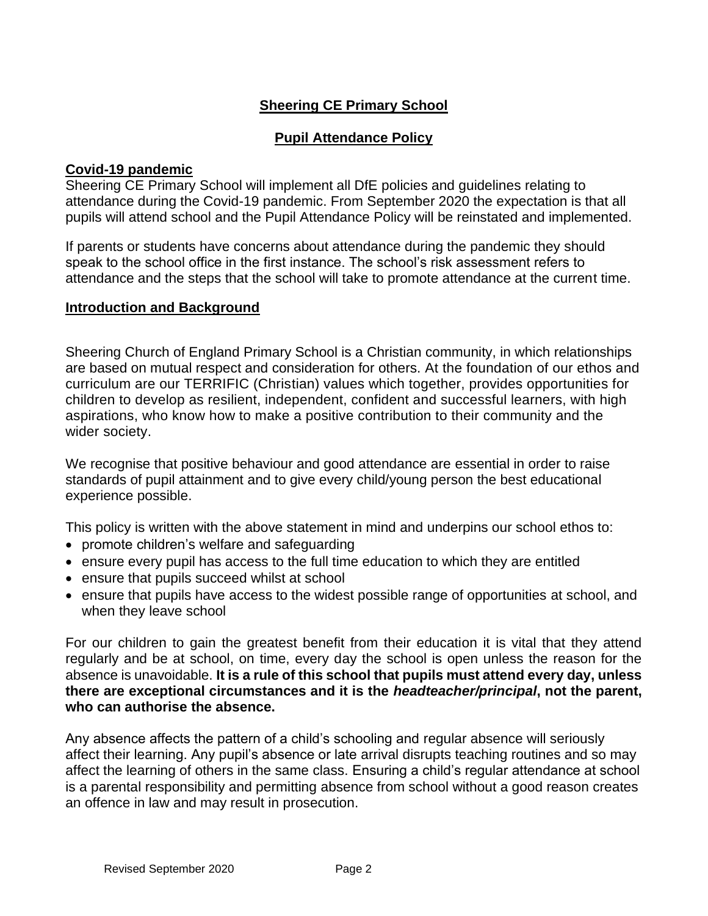# Sheering CE Primary School

## Pupil Attendance Policy

### Covid-19 pandemic

Sheering CE Primary School will implement all DfE policies and guidelines relating to attendance during the Covid-19 pandemic. From September 2020 the expectation is that all pupils will attend school and the Pupil Attendance Policy will be reinstated and implemented.

If parents or students have concerns about attendance during the pandemic they should speak to the school office in the first instance. The school's risk assessment refers to attendance and the steps that the school will take to promote attendance at the current time.

### Introduction and Background

Sheering Church of England Primary School is a Christian community, in which relationships are based on mutual respect and consideration for others. At the foundation of our ethos and curriculum are our TERRIFIC (Christian) values which together, provides opportunities for children to develop as resilient, independent, confident and successful learners, with high aspirations, who know how to make a positive contribution to their community and the wider society.

We recognise that positive behaviour and good attendance are essential in order to raise standards of pupil attainment and to give every child/young person the best educational experience possible.

This policy is written with the above statement in mind and underpins our school ethos to:

- promote children's welfare and safeguarding
- ensure every pupil has access to the full time education to which they are entitled
- ensure that pupils succeed whilst at school
- ensure that pupils have access to the widest possible range of opportunities at school, and when they leave school

For our children to gain the greatest benefit from their education it is vital that they attend regularly and be at school, on time, every day the school is open unless the reason for the absence is unavoidable. **It is a rule of this school that pupils must attend every day, unless there are exceptional circumstances and it is the *headteacher/principal*, not the parent, who can authorise the absence.**

Any absence affects the pattern of a child's schooling and regular absence will seriously affect their learning. Any pupil's absence or late arrival disrupts teaching routines and so may affect the learning of others in the same class. Ensuring a child's regular attendance at school is a parental responsibility and permitting absence from school without a good reason creates an offence in law and may result in prosecution.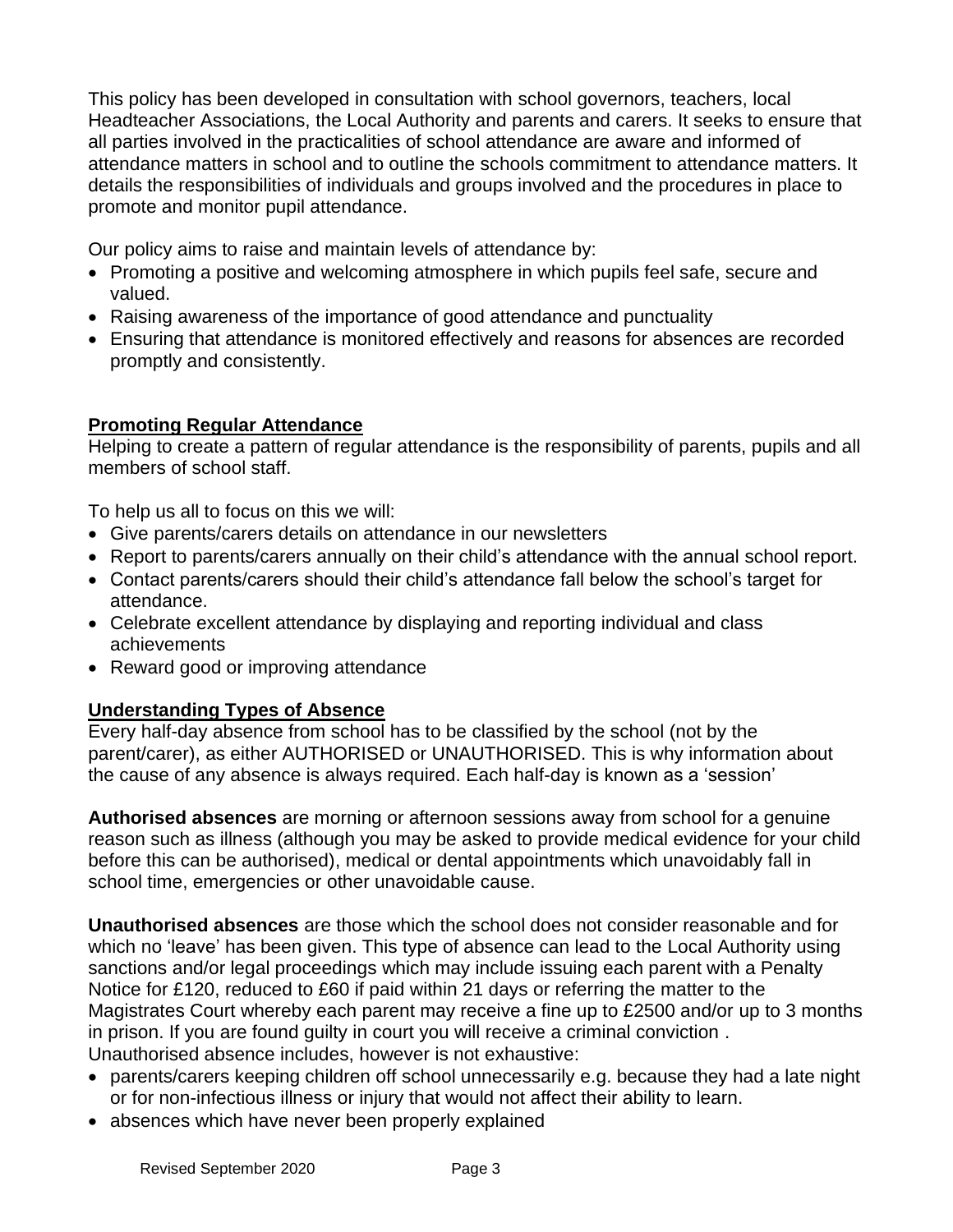This policy has been developed in consultation with school governors, teachers, local Headteacher Associations, the Local Authority and parents and carers. It seeks to ensure that all parties involved in the practicalities of school attendance are aware and informed of attendance matters in school and to outline the schools commitment to attendance matters. It details the responsibilities of individuals and groups involved and the procedures in place to promote and monitor pupil attendance.

Our policy aims to raise and maintain levels of attendance by:

- Promoting a positive and welcoming atmosphere in which pupils feel safe, secure and valued.
- Raising awareness of the importance of good attendance and punctuality
- Ensuring that attendance is monitored effectively and reasons for absences are recorded promptly and consistently.

## Promoting Regular Attendance

Helping to create a pattern of regular attendance is the responsibility of parents, pupils and all members of school staff.

To help us all to focus on this we will:

- Give parents/carers details on attendance in our newsletters
- Report to parents/carers annually on their child's attendance with the annual school report.
- Contact parents/carers should their child's attendance fall below the school's target for attendance.
- Celebrate excellent attendance by displaying and reporting individual and class achievements
- Reward good or improving attendance

## Understanding Types of Absence

Every half-day absence from school has to be classified by the school (not by the parent/carer), as either AUTHORISED or UNAUTHORISED. This is why information about the cause of any absence is always required. Each half-day is known as a 'session'

**Authorised absences** are morning or afternoon sessions away from school for a genuine reason such as illness (although you may be asked to provide medical evidence for your child before this can be authorised), medical or dental appointments which unavoidably fall in school time, emergencies or other unavoidable cause.

**Unauthorised absences** are those which the school does not consider reasonable and for which no 'leave' has been given. This type of absence can lead to the Local Authority using sanctions and/or legal proceedings which may include issuing each parent with a Penalty Notice for £120, reduced to £60 if paid within 21 days or referring the matter to the Magistrates Court whereby each parent may receive a fine up to £2500 and/or up to 3 months in prison. If you are found guilty in court you will receive a criminal conviction .
Unauthorised absence includes, however is not exhaustive:

- parents/carers keeping children off school unnecessarily e.g. because they had a late night or for non-infectious illness or injury that would not affect their ability to learn.
- absences which have never been properly explained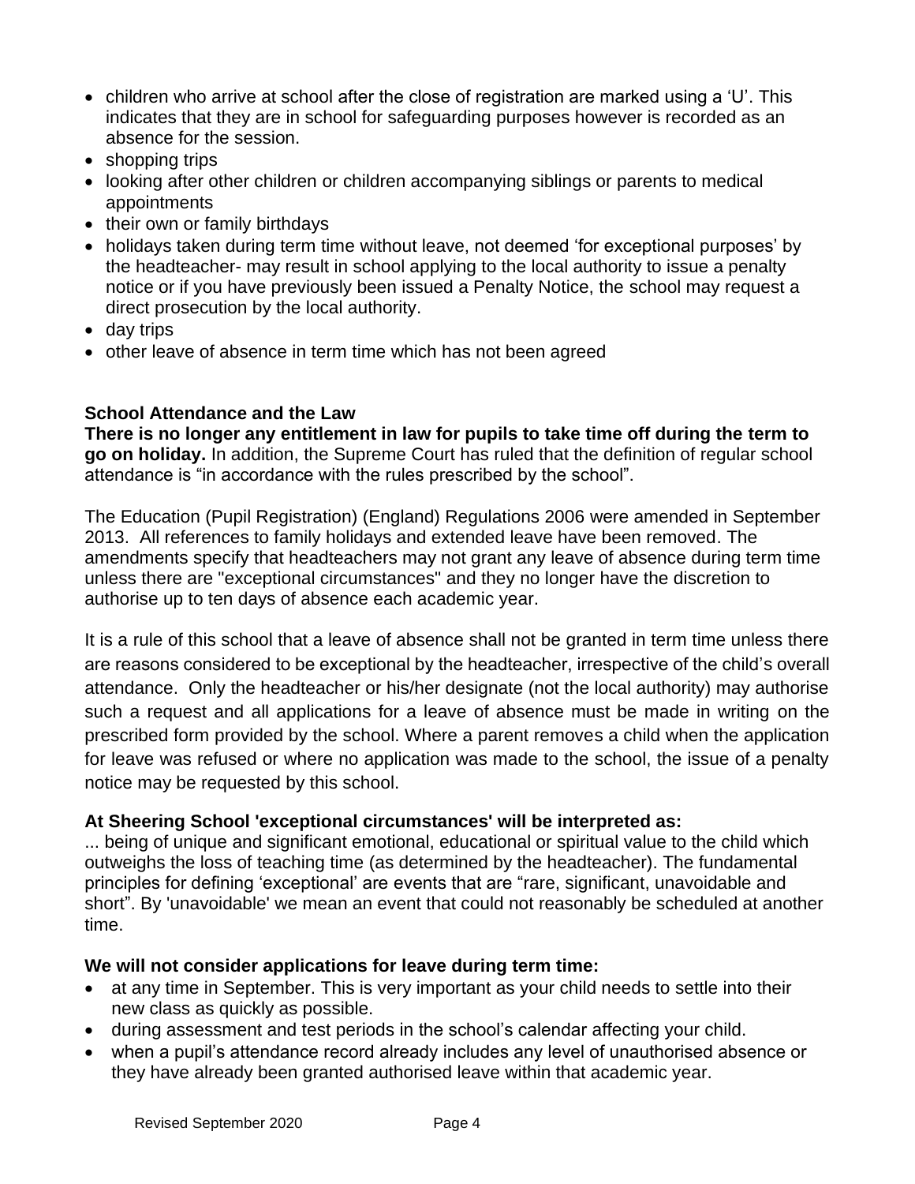- children who arrive at school after the close of registration are marked using a 'U'. This indicates that they are in school for safeguarding purposes however is recorded as an absence for the session.
- shopping trips
- looking after other children or children accompanying siblings or parents to medical appointments
- their own or family birthdays
- holidays taken during term time without leave, not deemed 'for exceptional purposes' by the headteacher- may result in school applying to the local authority to issue a penalty notice or if you have previously been issued a Penalty Notice, the school may request a direct prosecution by the local authority.
- day trips
- other leave of absence in term time which has not been agreed

**School Attendance and the Law**

**There is no longer any entitlement in law for pupils to take time off during the term to go on holiday.** In addition, the Supreme Court has ruled that the definition of regular school attendance is "in accordance with the rules prescribed by the school".

The Education (Pupil Registration) (England) Regulations 2006 were amended in September 2013. All references to family holidays and extended leave have been removed. The amendments specify that headteachers may not grant any leave of absence during term time unless there are "exceptional circumstances" and they no longer have the discretion to authorise up to ten days of absence each academic year.

It is a rule of this school that a leave of absence shall not be granted in term time unless there are reasons considered to be exceptional by the headteacher, irrespective of the child's overall attendance. Only the headteacher or his/her designate (not the local authority) may authorise such a request and all applications for a leave of absence must be made in writing on the prescribed form provided by the school. Where a parent removes a child when the application for leave was refused or where no application was made to the school, the issue of a penalty notice may be requested by this school.

**At Sheering School 'exceptional circumstances' will be interpreted as:**

... being of unique and significant emotional, educational or spiritual value to the child which outweighs the loss of teaching time (as determined by the headteacher). The fundamental principles for defining 'exceptional' are events that are "rare, significant, unavoidable and short". By 'unavoidable' we mean an event that could not reasonably be scheduled at another time.

**We will not consider applications for leave during term time:**

- at any time in September. This is very important as your child needs to settle into their new class as quickly as possible.
- during assessment and test periods in the school's calendar affecting your child.
- when a pupil's attendance record already includes any level of unauthorised absence or they have already been granted authorised leave within that academic year.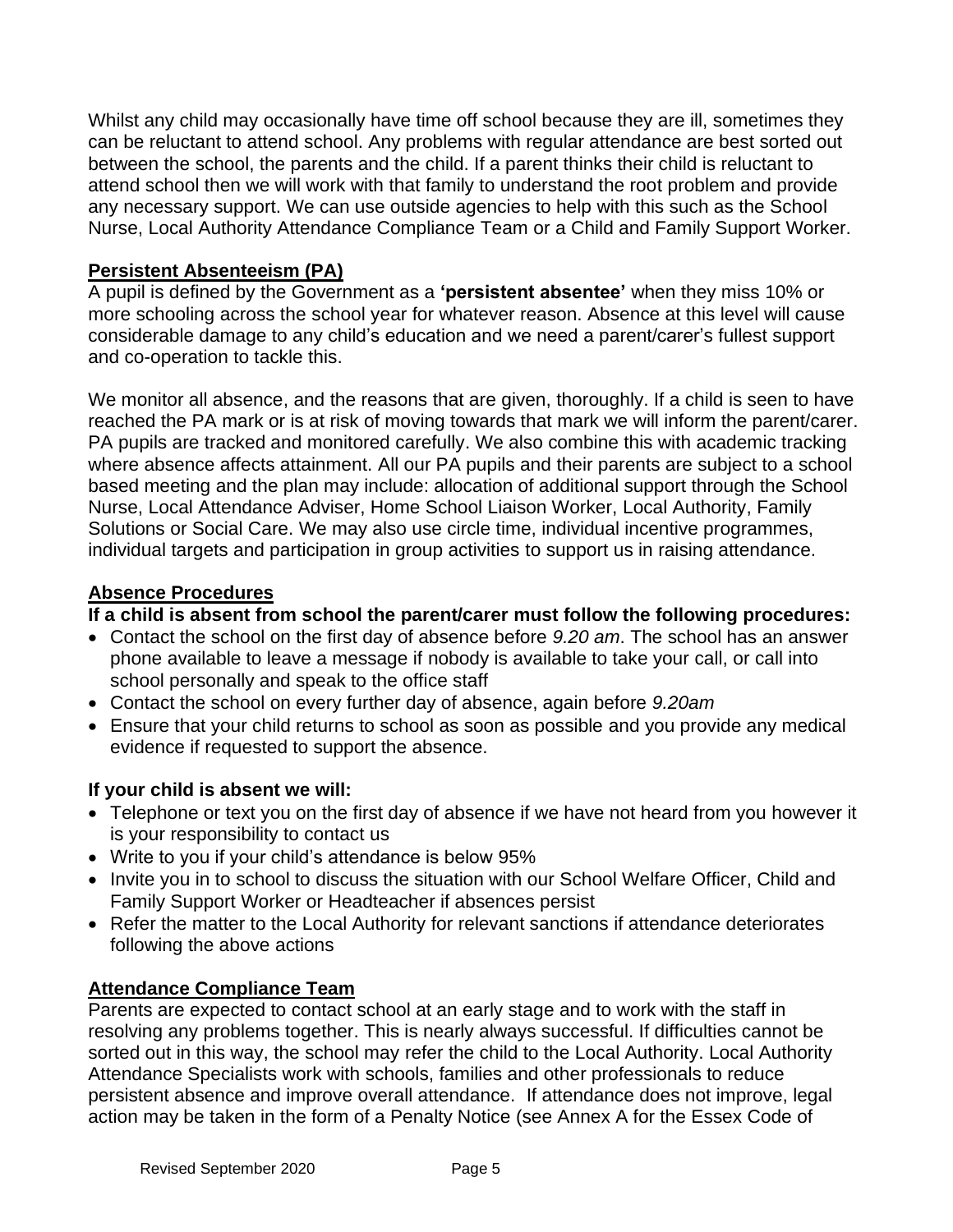Whilst any child may occasionally have time off school because they are ill, sometimes they can be reluctant to attend school. Any problems with regular attendance are best sorted out between the school, the parents and the child. If a parent thinks their child is reluctant to attend school then we will work with that family to understand the root problem and provide any necessary support. We can use outside agencies to help with this such as the School Nurse, Local Authority Attendance Compliance Team or a Child and Family Support Worker.

## Persistent Absenteeism (PA)

A pupil is defined by the Government as a **'persistent absentee'** when they miss 10% or more schooling across the school year for whatever reason. Absence at this level will cause considerable damage to any child's education and we need a parent/carer's fullest support and co-operation to tackle this.

We monitor all absence, and the reasons that are given, thoroughly. If a child is seen to have reached the PA mark or is at risk of moving towards that mark we will inform the parent/carer. PA pupils are tracked and monitored carefully. We also combine this with academic tracking where absence affects attainment. All our PA pupils and their parents are subject to a school based meeting and the plan may include: allocation of additional support through the School Nurse, Local Attendance Adviser, Home School Liaison Worker, Local Authority, Family Solutions or Social Care. We may also use circle time, individual incentive programmes, individual targets and participation in group activities to support us in raising attendance.

## Absence Procedures

**If a child is absent from school the parent/carer must follow the following procedures:**

- Contact the school on the first day of absence before *9.20 am*. The school has an answer phone available to leave a message if nobody is available to take your call, or call into school personally and speak to the office staff
- Contact the school on every further day of absence, again before *9.20am*
- Ensure that your child returns to school as soon as possible and you provide any medical evidence if requested to support the absence.

**If your child is absent we will:**

- Telephone or text you on the first day of absence if we have not heard from you however it is your responsibility to contact us
- Write to you if your child's attendance is below 95%
- Invite you in to school to discuss the situation with our School Welfare Officer, Child and Family Support Worker or Headteacher if absences persist
- Refer the matter to the Local Authority for relevant sanctions if attendance deteriorates following the above actions

## Attendance Compliance Team

Parents are expected to contact school at an early stage and to work with the staff in resolving any problems together. This is nearly always successful. If difficulties cannot be sorted out in this way, the school may refer the child to the Local Authority. Local Authority Attendance Specialists work with schools, families and other professionals to reduce persistent absence and improve overall attendance. If attendance does not improve, legal action may be taken in the form of a Penalty Notice (see Annex A for the Essex Code of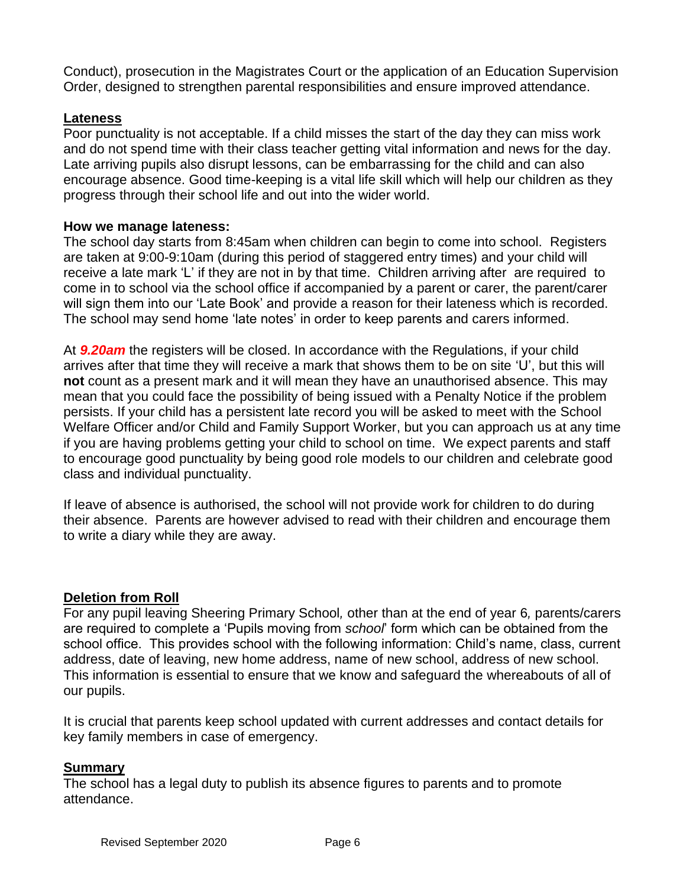Conduct), prosecution in the Magistrates Court or the application of an Education Supervision Order, designed to strengthen parental responsibilities and ensure improved attendance.

## Lateness

Poor punctuality is not acceptable. If a child misses the start of the day they can miss work and do not spend time with their class teacher getting vital information and news for the day. Late arriving pupils also disrupt lessons, can be embarrassing for the child and can also encourage absence. Good time-keeping is a vital life skill which will help our children as they progress through their school life and out into the wider world.

**How we manage lateness:**

The school day starts from 8:45am when children can begin to come into school. Registers are taken at 9:00-9:10am (during this period of staggered entry times) and your child will receive a late mark 'L' if they are not in by that time. Children arriving after are required to come in to school via the school office if accompanied by a parent or carer, the parent/carer will sign them into our 'Late Book' and provide a reason for their lateness which is recorded. The school may send home 'late notes' in order to keep parents and carers informed.

At ***9.20am*** the registers will be closed. In accordance with the Regulations, if your child arrives after that time they will receive a mark that shows them to be on site 'U', but this will **not** count as a present mark and it will mean they have an unauthorised absence. This may mean that you could face the possibility of being issued with a Penalty Notice if the problem persists. If your child has a persistent late record you will be asked to meet with the School Welfare Officer and/or Child and Family Support Worker, but you can approach us at any time if you are having problems getting your child to school on time. We expect parents and staff to encourage good punctuality by being good role models to our children and celebrate good class and individual punctuality.

If leave of absence is authorised, the school will not provide work for children to do during their absence. Parents are however advised to read with their children and encourage them to write a diary while they are away.

## Deletion from Roll

For any pupil leaving Sheering Primary School*,* other than at the end of year 6*,* parents/carers are required to complete a 'Pupils moving from *school*' form which can be obtained from the school office. This provides school with the following information: Child's name, class, current address, date of leaving, new home address, name of new school, address of new school. This information is essential to ensure that we know and safeguard the whereabouts of all of our pupils.

It is crucial that parents keep school updated with current addresses and contact details for key family members in case of emergency.

## Summary

The school has a legal duty to publish its absence figures to parents and to promote attendance.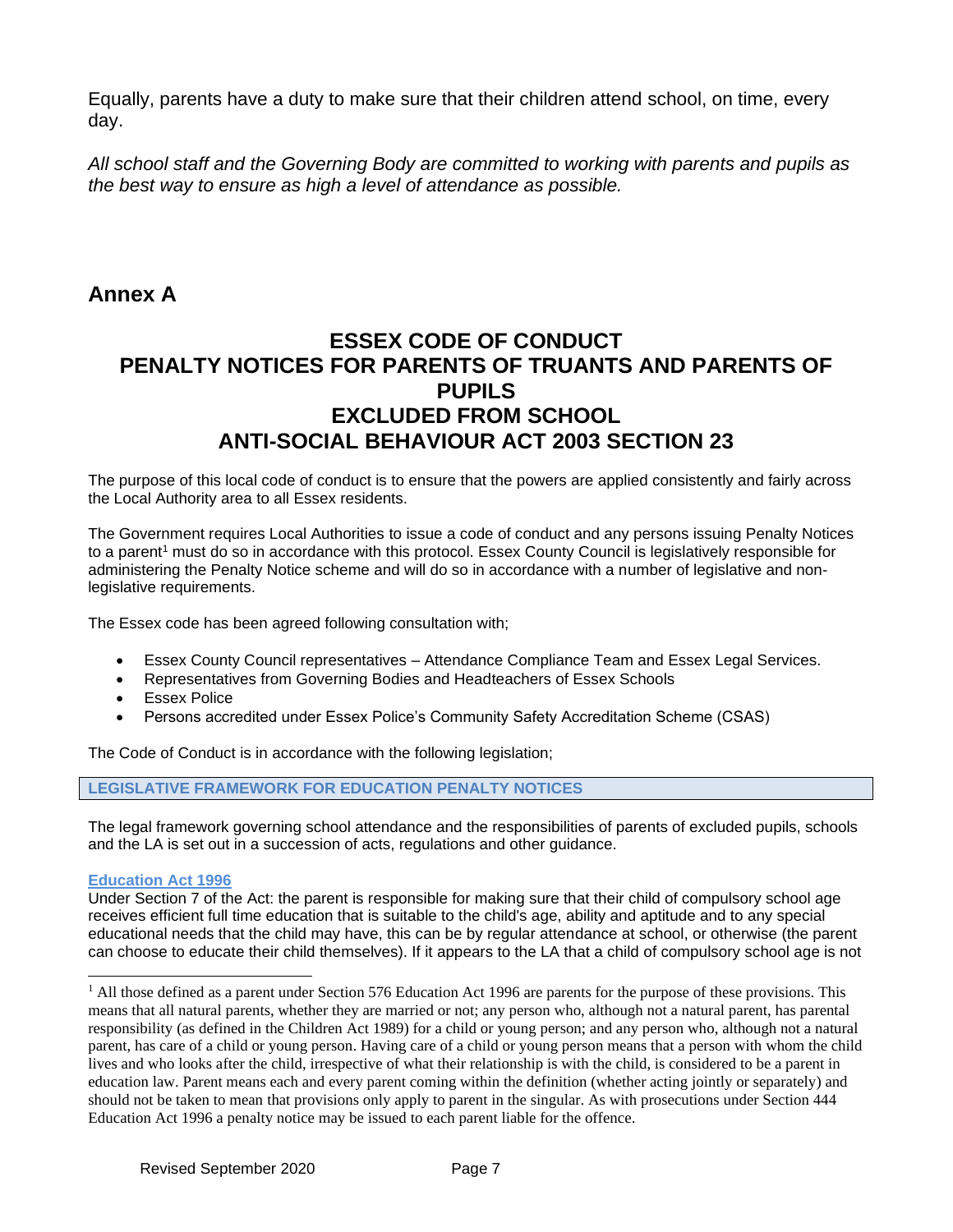Equally, parents have a duty to make sure that their children attend school, on time, every day.

*All school staff and the Governing Body are committed to working with parents and pupils as the best way to ensure as high a level of attendance as possible.*

## Annex A

# ESSEX CODE OF CONDUCT PENALTY NOTICES FOR PARENTS OF TRUANTS AND PARENTS OF PUPILS EXCLUDED FROM SCHOOL ANTI-SOCIAL BEHAVIOUR ACT 2003 SECTION 23

The purpose of this local code of conduct is to ensure that the powers are applied consistently and fairly across the Local Authority area to all Essex residents.

The Government requires Local Authorities to issue a code of conduct and any persons issuing Penalty Notices to a parent[1] must do so in accordance with this protocol. Essex County Council is legislatively responsible for administering the Penalty Notice scheme and will do so in accordance with a number of legislative and non-legislative requirements.

The Essex code has been agreed following consultation with;

- Essex County Council representatives – Attendance Compliance Team and Essex Legal Services.
- Representatives from Governing Bodies and Headteachers of Essex Schools
- Essex Police
- Persons accredited under Essex Police's Community Safety Accreditation Scheme (CSAS)

The Code of Conduct is in accordance with the following legislation;

### LEGISLATIVE FRAMEWORK FOR EDUCATION PENALTY NOTICES

The legal framework governing school attendance and the responsibilities of parents of excluded pupils, schools and the LA is set out in a succession of acts, regulations and other guidance.

**Education Act 1996**

Under Section 7 of the Act: the parent is responsible for making sure that their child of compulsory school age receives efficient full time education that is suitable to the child's age, ability and aptitude and to any special educational needs that the child may have, this can be by regular attendance at school, or otherwise (the parent can choose to educate their child themselves). If it appears to the LA that a child of compulsory school age is not

[1] All those defined as a parent under Section 576 Education Act 1996 are parents for the purpose of these provisions. This means that all natural parents, whether they are married or not; any person who, although not a natural parent, has parental responsibility (as defined in the Children Act 1989) for a child or young person; and any person who, although not a natural parent, has care of a child or young person. Having care of a child or young person means that a person with whom the child lives and who looks after the child, irrespective of what their relationship is with the child, is considered to be a parent in education law. Parent means each and every parent coming within the definition (whether acting jointly or separately) and should not be taken to mean that provisions only apply to parent in the singular. As with prosecutions under Section 444 Education Act 1996 a penalty notice may be issued to each parent liable for the offence.

Revised September 2020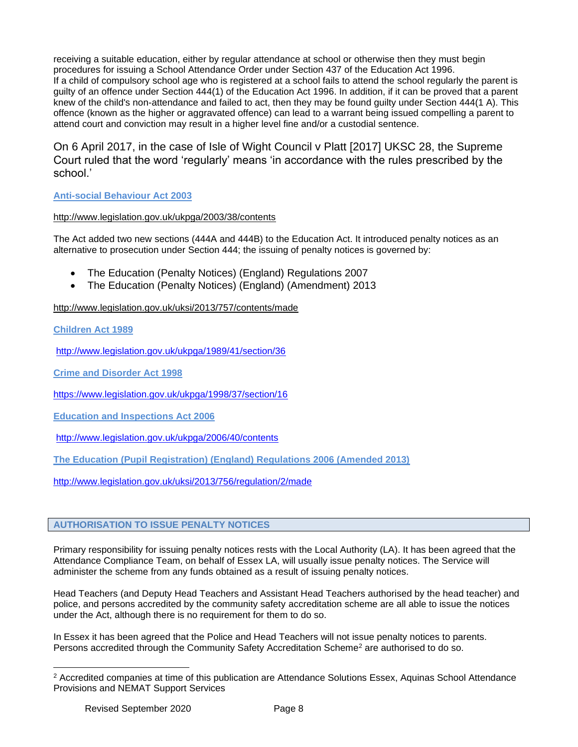receiving a suitable education, either by regular attendance at school or otherwise then they must begin procedures for issuing a School Attendance Order under Section 437 of the Education Act 1996.
If a child of compulsory school age who is registered at a school fails to attend the school regularly the parent is guilty of an offence under Section 444(1) of the Education Act 1996. In addition, if it can be proved that a parent knew of the child's non-attendance and failed to act, then they may be found guilty under Section 444(1 A). This offence (known as the higher or aggravated offence) can lead to a warrant being issued compelling a parent to attend court and conviction may result in a higher level fine and/or a custodial sentence.

On 6 April 2017, in the case of Isle of Wight Council v Platt [2017] UKSC 28, the Supreme Court ruled that the word 'regularly' means 'in accordance with the rules prescribed by the school.'

**Anti-social Behaviour Act 2003**

http://www.legislation.gov.uk/ukpga/2003/38/contents

The Act added two new sections (444A and 444B) to the Education Act. It introduced penalty notices as an alternative to prosecution under Section 444; the issuing of penalty notices is governed by:

- The Education (Penalty Notices) (England) Regulations 2007
- The Education (Penalty Notices) (England) (Amendment) 2013

http://www.legislation.gov.uk/uksi/2013/757/contents/made

**Children Act 1989**

http://www.legislation.gov.uk/ukpga/1989/41/section/36

**Crime and Disorder Act 1998**

https://www.legislation.gov.uk/ukpga/1998/37/section/16

**Education and Inspections Act 2006**

http://www.legislation.gov.uk/ukpga/2006/40/contents

**The Education (Pupil Registration) (England) Regulations 2006 (Amended 2013)**

http://www.legislation.gov.uk/uksi/2013/756/regulation/2/made

## AUTHORISATION TO ISSUE PENALTY NOTICES

Primary responsibility for issuing penalty notices rests with the Local Authority (LA). It has been agreed that the Attendance Compliance Team, on behalf of Essex LA, will usually issue penalty notices. The Service will administer the scheme from any funds obtained as a result of issuing penalty notices.

Head Teachers (and Deputy Head Teachers and Assistant Head Teachers authorised by the head teacher) and police, and persons accredited by the community safety accreditation scheme are all able to issue the notices under the Act, although there is no requirement for them to do so.

In Essex it has been agreed that the Police and Head Teachers will not issue penalty notices to parents. Persons accredited through the Community Safety Accreditation Scheme[2] are authorised to do so.

[2] Accredited companies at time of this publication are Attendance Solutions Essex, Aquinas School Attendance Provisions and NEMAT Support Services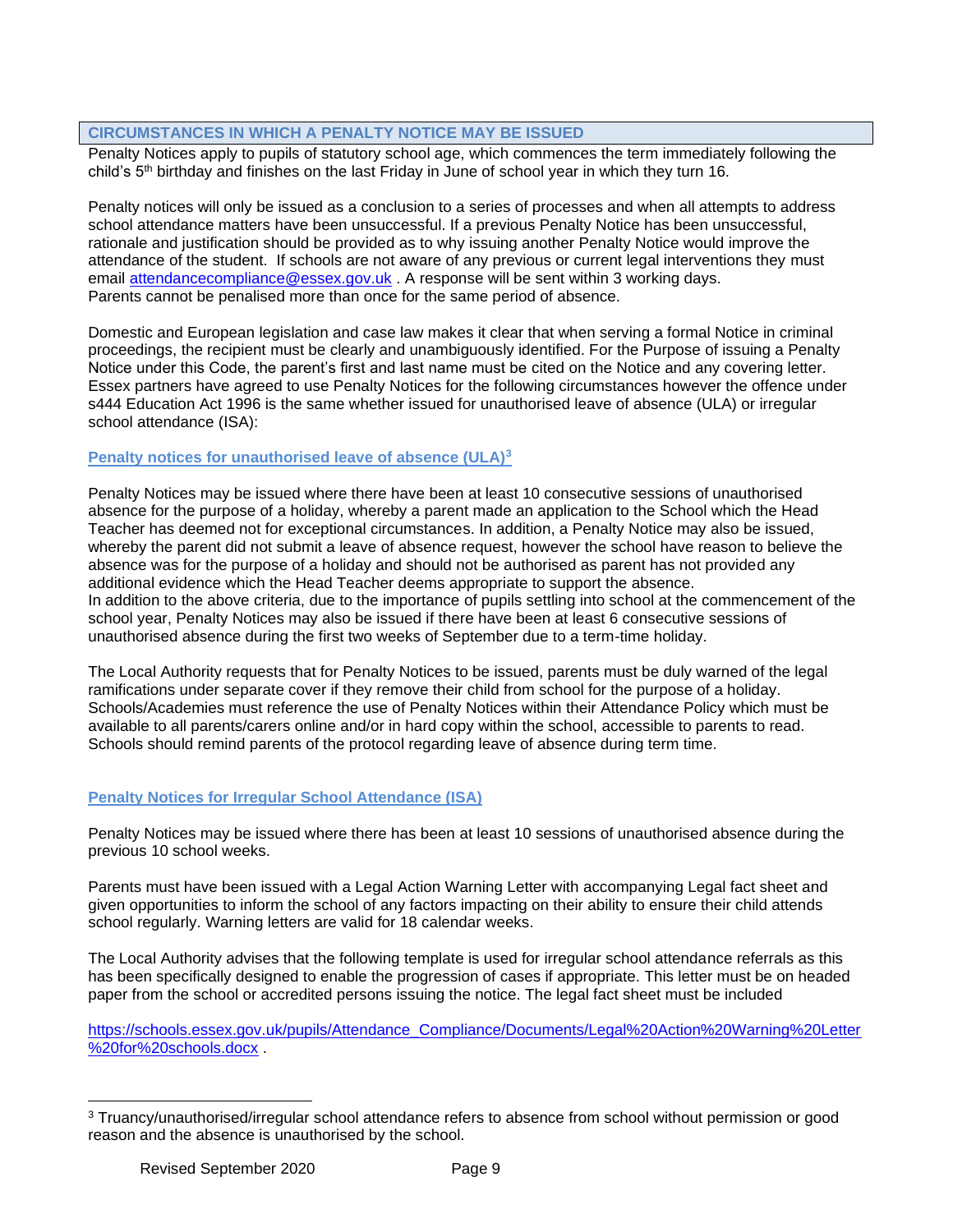## CIRCUMSTANCES IN WHICH A PENALTY NOTICE MAY BE ISSUED

Penalty Notices apply to pupils of statutory school age, which commences the term immediately following the child's 5th birthday and finishes on the last Friday in June of school year in which they turn 16.

Penalty notices will only be issued as a conclusion to a series of processes and when all attempts to address school attendance matters have been unsuccessful. If a previous Penalty Notice has been unsuccessful, rationale and justification should be provided as to why issuing another Penalty Notice would improve the attendance of the student. If schools are not aware of any previous or current legal interventions they must email [attendancecompliance@essex.gov.uk](mailto:attendancecompliance@essex.gov.uk) . A response will be sent within 3 working days. Parents cannot be penalised more than once for the same period of absence.

Domestic and European legislation and case law makes it clear that when serving a formal Notice in criminal proceedings, the recipient must be clearly and unambiguously identified. For the Purpose of issuing a Penalty Notice under this Code, the parent's first and last name must be cited on the Notice and any covering letter. Essex partners have agreed to use Penalty Notices for the following circumstances however the offence under s444 Education Act 1996 is the same whether issued for unauthorised leave of absence (ULA) or irregular school attendance (ISA):

### Penalty notices for unauthorised leave of absence (ULA)[3]

Penalty Notices may be issued where there have been at least 10 consecutive sessions of unauthorised absence for the purpose of a holiday, whereby a parent made an application to the School which the Head Teacher has deemed not for exceptional circumstances. In addition, a Penalty Notice may also be issued, whereby the parent did not submit a leave of absence request, however the school have reason to believe the absence was for the purpose of a holiday and should not be authorised as parent has not provided any additional evidence which the Head Teacher deems appropriate to support the absence.
In addition to the above criteria, due to the importance of pupils settling into school at the commencement of the school year, Penalty Notices may also be issued if there have been at least 6 consecutive sessions of unauthorised absence during the first two weeks of September due to a term-time holiday.

The Local Authority requests that for Penalty Notices to be issued, parents must be duly warned of the legal ramifications under separate cover if they remove their child from school for the purpose of a holiday. Schools/Academies must reference the use of Penalty Notices within their Attendance Policy which must be available to all parents/carers online and/or in hard copy within the school, accessible to parents to read. Schools should remind parents of the protocol regarding leave of absence during term time.

### Penalty Notices for Irregular School Attendance (ISA)

Penalty Notices may be issued where there has been at least 10 sessions of unauthorised absence during the previous 10 school weeks.

Parents must have been issued with a Legal Action Warning Letter with accompanying Legal fact sheet and given opportunities to inform the school of any factors impacting on their ability to ensure their child attends school regularly. Warning letters are valid for 18 calendar weeks.

The Local Authority advises that the following template is used for irregular school attendance referrals as this has been specifically designed to enable the progression of cases if appropriate. This letter must be on headed paper from the school or accredited persons issuing the notice. The legal fact sheet must be included

[https://schools.essex.gov.uk/pupils/Attendance_Compliance/Documents/Legal%20Action%20Warning%20Letter%20for%20schools.docx](https://schools.essex.gov.uk/pupils/Attendance_Compliance/Documents/Legal%20Action%20Warning%20Letter%20for%20schools.docx) .

---

[3] Truancy/unauthorised/irregular school attendance refers to absence from school without permission or good reason and the absence is unauthorised by the school.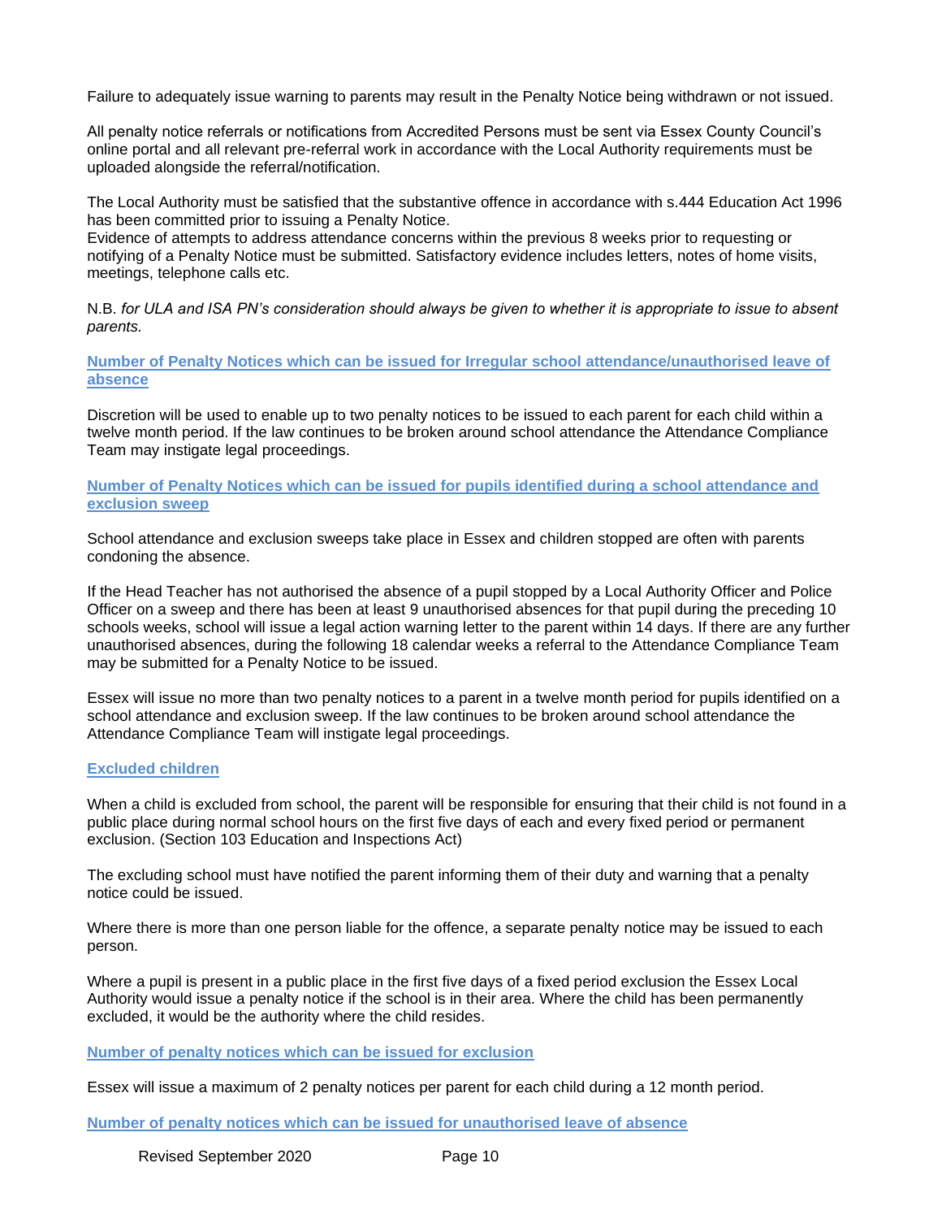Failure to adequately issue warning to parents may result in the Penalty Notice being withdrawn or not issued.

All penalty notice referrals or notifications from Accredited Persons must be sent via Essex County Council's online portal and all relevant pre-referral work in accordance with the Local Authority requirements must be uploaded alongside the referral/notification.

The Local Authority must be satisfied that the substantive offence in accordance with s.444 Education Act 1996 has been committed prior to issuing a Penalty Notice.
Evidence of attempts to address attendance concerns within the previous 8 weeks prior to requesting or notifying of a Penalty Notice must be submitted. Satisfactory evidence includes letters, notes of home visits, meetings, telephone calls etc.

N.B. *for ULA and ISA PN's consideration should always be given to whether it is appropriate to issue to absent parents.*

### Number of Penalty Notices which can be issued for Irregular school attendance/unauthorised leave of absence

Discretion will be used to enable up to two penalty notices to be issued to each parent for each child within a twelve month period. If the law continues to be broken around school attendance the Attendance Compliance Team may instigate legal proceedings.

### Number of Penalty Notices which can be issued for pupils identified during a school attendance and exclusion sweep

School attendance and exclusion sweeps take place in Essex and children stopped are often with parents condoning the absence.

If the Head Teacher has not authorised the absence of a pupil stopped by a Local Authority Officer and Police Officer on a sweep and there has been at least 9 unauthorised absences for that pupil during the preceding 10 schools weeks, school will issue a legal action warning letter to the parent within 14 days. If there are any further unauthorised absences, during the following 18 calendar weeks a referral to the Attendance Compliance Team may be submitted for a Penalty Notice to be issued.

Essex will issue no more than two penalty notices to a parent in a twelve month period for pupils identified on a school attendance and exclusion sweep. If the law continues to be broken around school attendance the Attendance Compliance Team will instigate legal proceedings.

### Excluded children

When a child is excluded from school, the parent will be responsible for ensuring that their child is not found in a public place during normal school hours on the first five days of each and every fixed period or permanent exclusion. (Section 103 Education and Inspections Act)

The excluding school must have notified the parent informing them of their duty and warning that a penalty notice could be issued.

Where there is more than one person liable for the offence, a separate penalty notice may be issued to each person.

Where a pupil is present in a public place in the first five days of a fixed period exclusion the Essex Local Authority would issue a penalty notice if the school is in their area. Where the child has been permanently excluded, it would be the authority where the child resides.

### Number of penalty notices which can be issued for exclusion

Essex will issue a maximum of 2 penalty notices per parent for each child during a 12 month period.

### Number of penalty notices which can be issued for unauthorised leave of absence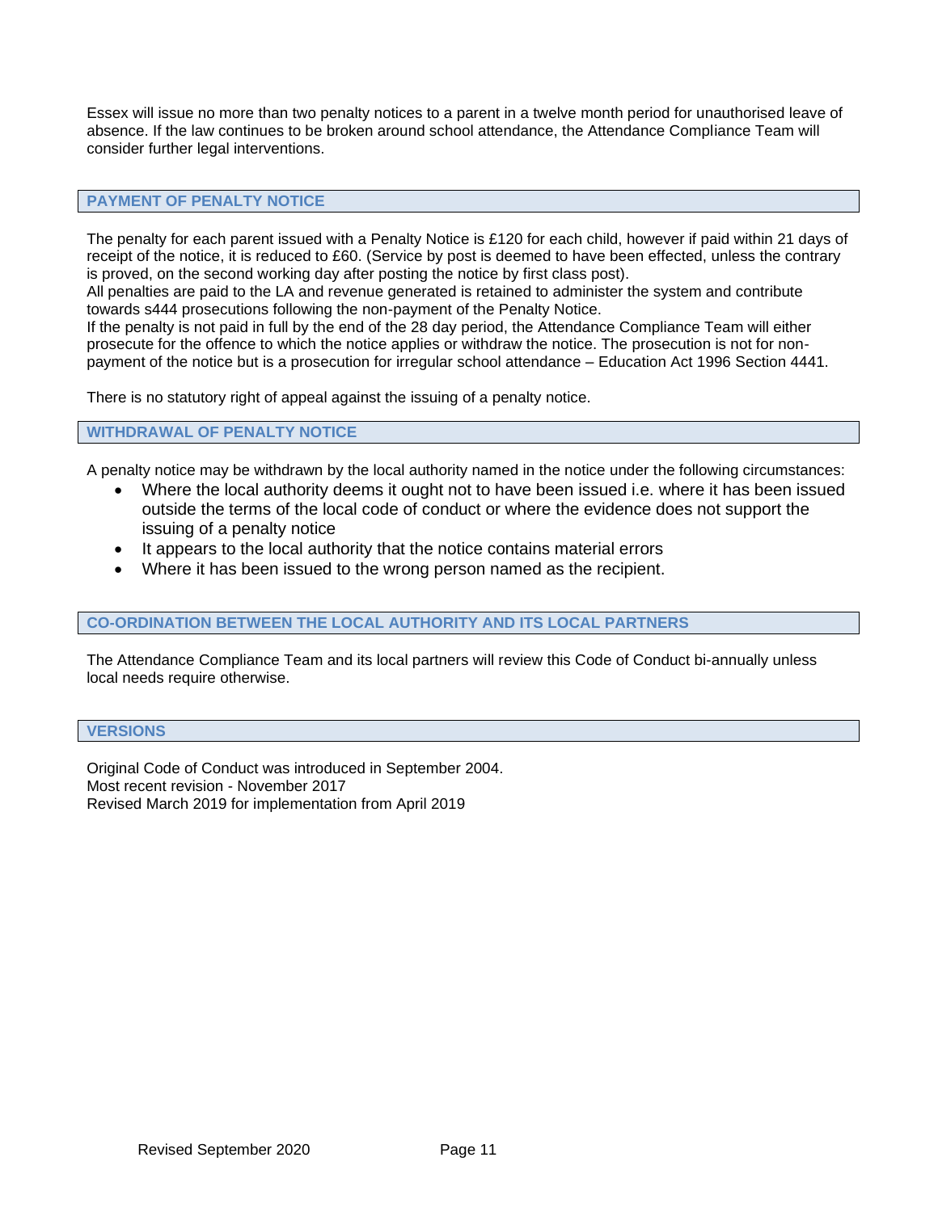Essex will issue no more than two penalty notices to a parent in a twelve month period for unauthorised leave of absence. If the law continues to be broken around school attendance, the Attendance Compliance Team will consider further legal interventions.

## PAYMENT OF PENALTY NOTICE

The penalty for each parent issued with a Penalty Notice is £120 for each child, however if paid within 21 days of receipt of the notice, it is reduced to £60. (Service by post is deemed to have been effected, unless the contrary is proved, on the second working day after posting the notice by first class post).
All penalties are paid to the LA and revenue generated is retained to administer the system and contribute towards s444 prosecutions following the non-payment of the Penalty Notice.
If the penalty is not paid in full by the end of the 28 day period, the Attendance Compliance Team will either prosecute for the offence to which the notice applies or withdraw the notice. The prosecution is not for non-payment of the notice but is a prosecution for irregular school attendance – Education Act 1996 Section 4441.

There is no statutory right of appeal against the issuing of a penalty notice.

## WITHDRAWAL OF PENALTY NOTICE

A penalty notice may be withdrawn by the local authority named in the notice under the following circumstances:

- Where the local authority deems it ought not to have been issued i.e. where it has been issued outside the terms of the local code of conduct or where the evidence does not support the issuing of a penalty notice
- It appears to the local authority that the notice contains material errors
- Where it has been issued to the wrong person named as the recipient.

## CO-ORDINATION BETWEEN THE LOCAL AUTHORITY AND ITS LOCAL PARTNERS

The Attendance Compliance Team and its local partners will review this Code of Conduct bi-annually unless local needs require otherwise.

## VERSIONS

Original Code of Conduct was introduced in September 2004.
Most recent revision - November 2017
Revised March 2019 for implementation from April 2019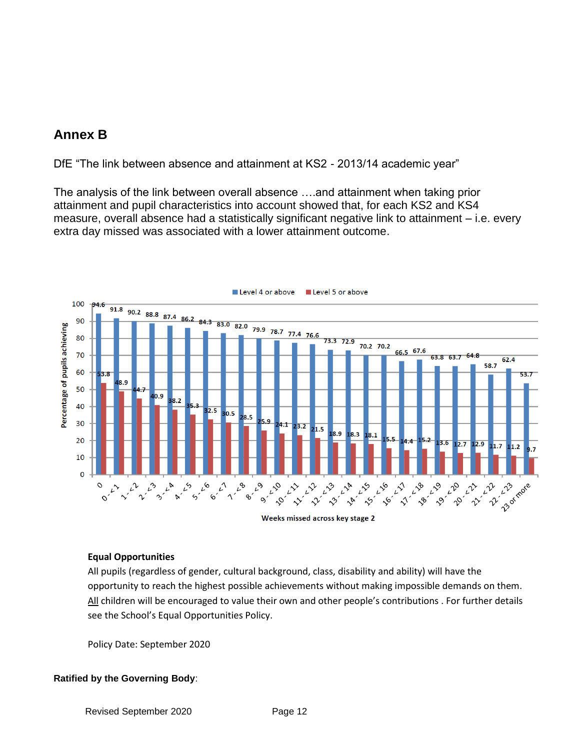## Annex B

DfE "The link between absence and attainment at KS2 - 2013/14 academic year"

The analysis of the link between overall absence ….and attainment when taking prior attainment and pupil characteristics into account showed that, for each KS2 and KS4 measure, overall absence had a statistically significant negative link to attainment – i.e. every extra day missed was associated with a lower attainment outcome.

| Weeks missed across key stage 2 | Level 4 or above | Level 5 or above |
|---|---|---|
| 0 | 94.6 | 53.8 |
| 0 - < 1 | 91.8 | 48.9 |
| 1 - < 2 | 90.2 | 44.7 |
| 2 - < 3 | 88.8 | 40.9 |
| 3 - < 4 | 87.4 | 38.2 |
| 4 - < 5 | 86.2 | 35.3 |
| 5 - < 6 | 84.3 | 32.5 |
| 6 - < 7 | 83.0 | 30.5 |
| 7 - < 8 | 82.0 | 28.5 |
| 8 - < 9 | 79.9 | 25.9 |
| 9 - < 10 | 78.7 | 24.1 |
| 10 - < 11 | 77.4 | 23.2 |
| 11 - < 12 | 76.6 | 21.5 |
| 12 - < 13 | 73.3 | 18.9 |
| 13 - < 14 | 72.9 | 18.3 |
| 14 - < 15 | 70.2 | 18.1 |
| 15 - < 16 | 70.2 | 15.5 |
| 16 - < 17 | 66.5 | 14.4 |
| 17 - < 18 | 67.6 | 15.2 |
| 18 - < 19 | 63.8 | 13.6 |
| 19 - < 20 | 63.7 | 12.7 |
| 20 - < 21 | 64.8 | 12.9 |
| 21 - < 22 | 58.7 | 11.7 |
| 22 - < 23 | 62.4 | 11.2 |
| 23 or more | 53.7 | 9.7 |

Percentage of pupils achieving

**Equal Opportunities**

All pupils (regardless of gender, cultural background, class, disability and ability) will have the opportunity to reach the highest possible achievements without making impossible demands on them. All children will be encouraged to value their own and other people's contributions . For further details see the School's Equal Opportunities Policy.

Policy Date: September 2020

**Ratified by the Governing Body**: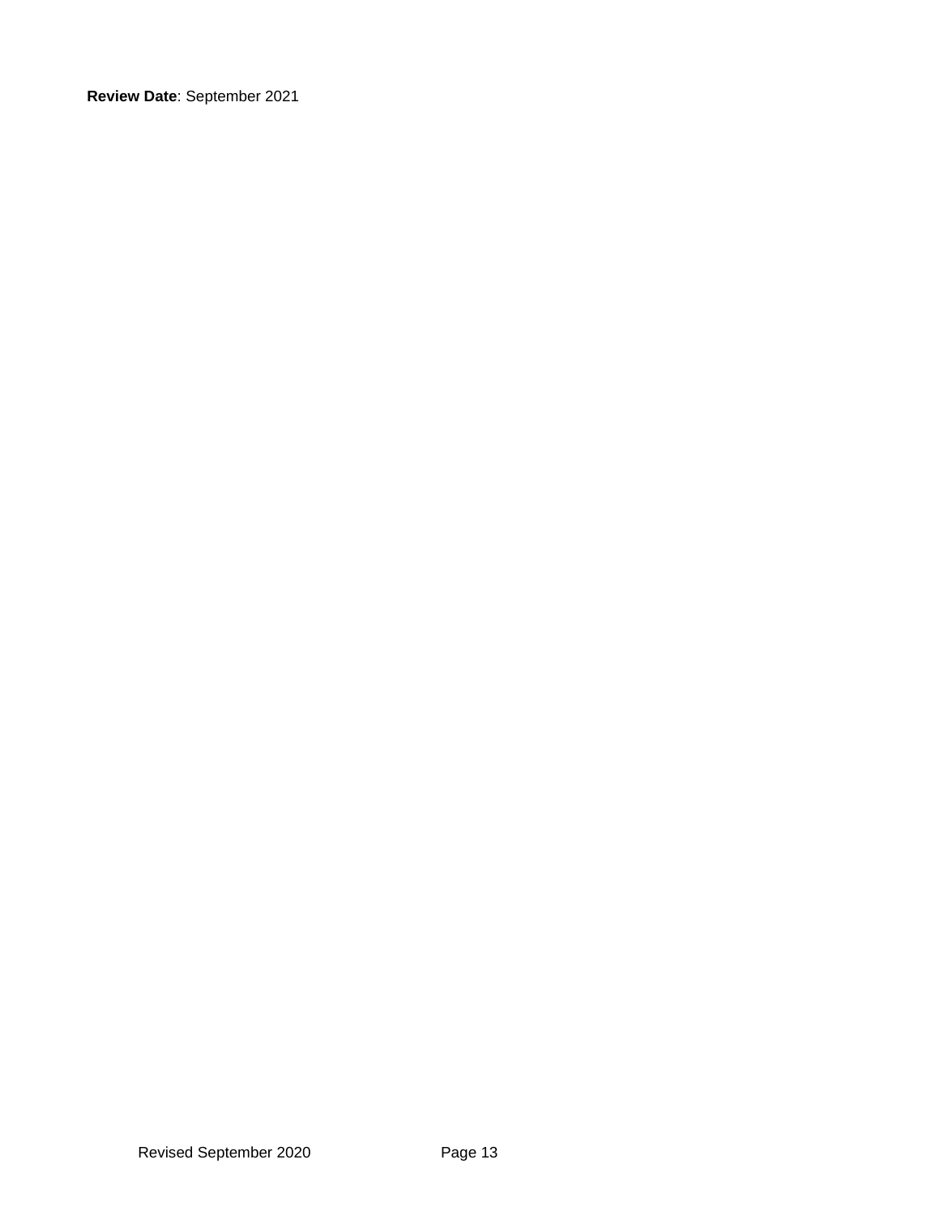**Review Date**: September 2021